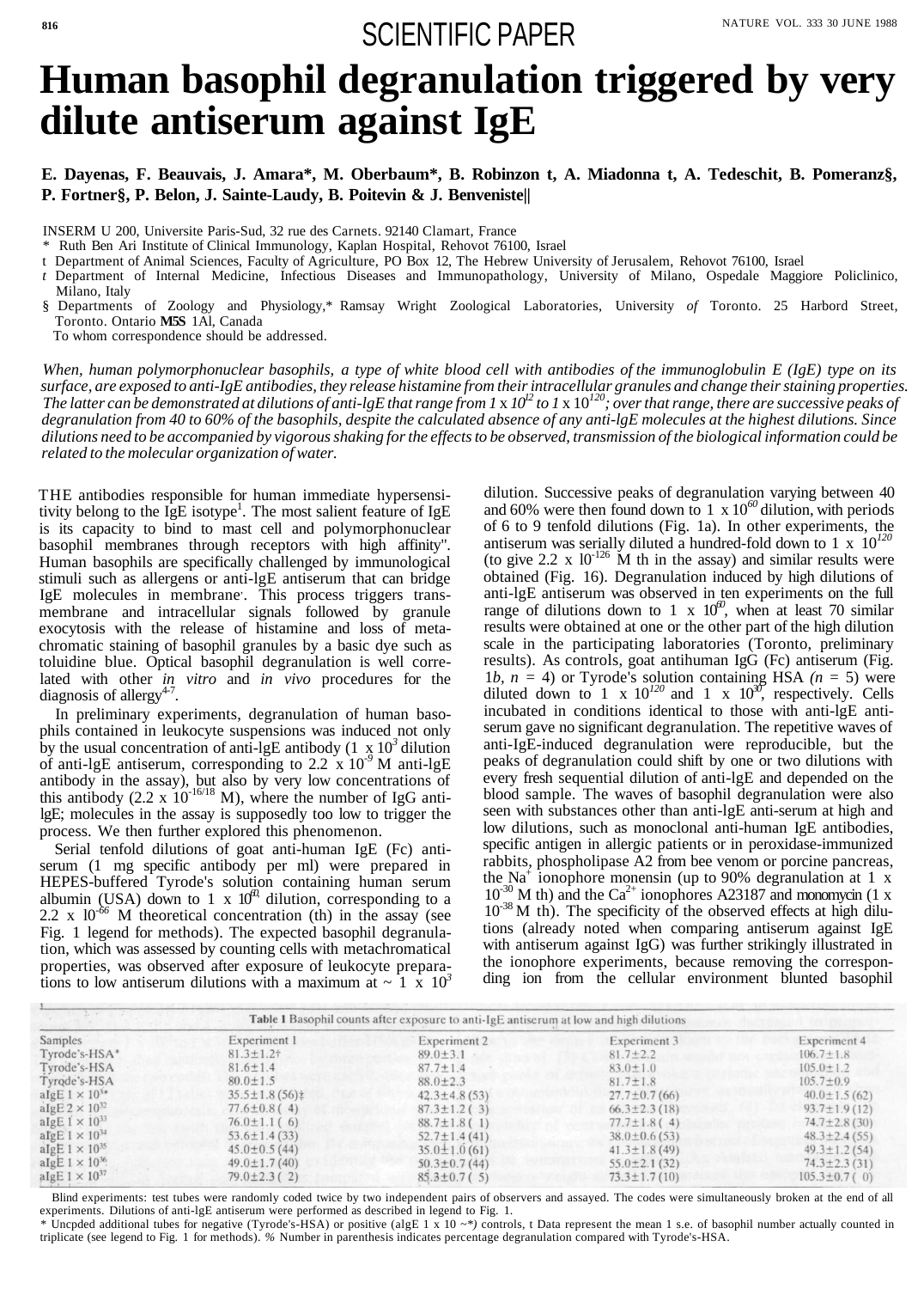SCIENTIFIC PAPER

# Human basophil degranulation triggered by very dilute antiserum against IgE

**E. Dayenas, F. Beauvais, J. Amara*, M. Oberbaum*, B. Robinzon t, A. Miadonna t, A. Tedeschit, B. Pomeranz§, P. Fortner§, P. Belon, J. Sainte-Laudy, B. Poitevin & J. Benveniste||**

INSERM U 200, Universite Paris-Sud, 32 rue des Carnets. 92140 Clamart, France

\* Ruth Ben Ari Institute of Clinical Immunology, Kaplan Hospital, Rehovot 76100, Israel

t Department of Animal Sciences, Faculty of Agriculture, PO Box 12, The Hebrew University of Jerusalem, Rehovot 76100, Israel

*t* Department of Internal Medicine, Infectious Diseases and Immunopathology, University of Milano, Ospedale Maggiore Policlinico, Milano, Italy

§ Departments of Zoology and Physiology,* Ramsay Wright Zoological Laboratories, University *of* Toronto. 25 Harbord Street, Toronto. Ontario **M5S** 1Al, Canada

To whom correspondence should be addressed.

*When, human polymorphonuclear basophils, a type of white blood cell with antibodies of the immunoglobulin E (IgE) type on its surface, are exposed to anti-IgE antibodies, they release histamine from their intracellular granules and change their staining properties. The latter can be demonstrated at dilutions of anti-lgE that range from $1 \times 10^{2}$ to $1 \times 10^{120}$; over that range, there are successive peaks of degranulation from 40 to 60% of the basophils, despite the calculated absence of any anti-lgE molecules at the highest dilutions. Since dilutions need to be accompanied by vigorous shaking for the effects to be observed, transmission of the biological information could be related to the molecular organization of water.*

THE antibodies responsible for human immediate hypersensitivity belong to the IgE isotype[1]. The most salient feature of IgE is its capacity to bind to mast cell and polymorphonuclear basophil membranes through receptors with high affinity". Human basophils are specifically challenged by immunological stimuli such as allergens or anti-lgE antiserum that can bridge IgE molecules in membrane. This process triggers transmembrane and intracellular signals followed by granule exocytosis with the release of histamine and loss of metachromatic staining of basophil granules by a basic dye such as toluidine blue. Optical basophil degranulation is well correlated with other *in vitro* and *in vivo* procedures for the diagnosis of allergy[4-7].

In preliminary experiments, degranulation of human basophils contained in leukocyte suspensions was induced not only by the usual concentration of anti-lgE antibody ($1 \times 10^{3}$ dilution of anti-lgE antiserum, corresponding to $2.2 \times 10^{-9}$ M anti-lgE antibody in the assay), but also by very low concentrations of this antibody ($2.2 \times 10^{-16/18}$ M), where the number of IgG anti-lgE; molecules in the assay is supposedly too low to trigger the process. We then further explored this phenomenon.

Serial tenfold dilutions of goat anti-human IgE (Fc) antiserum (1 mg specific antibody per ml) were prepared in HEPES-buffered Tyrode's solution containing human serum albumin (USA) down to $1 \times 10^{60}$ dilution, corresponding to a $2.2 \times 10^{-66}$ M theoretical concentration (th) in the assay (see Fig. 1 legend for methods). The expected basophil degranulation, which was assessed by counting cells with metachromatical properties, was observed after exposure of leukocyte preparations to low antiserum dilutions with a maximum at ~ $1 \times 10^{3}$ dilution. Successive peaks of degranulation varying between 40 and 60% were then found down to $1 \times 10^{60}$ dilution, with periods of 6 to 9 tenfold dilutions (Fig. 1a). In other experiments, the antiserum was serially diluted a hundred-fold down to $1 \times 10^{120}$ (to give $2.2 \times 10^{-126}$ M th in the assay) and similar results were obtained (Fig. 16). Degranulation induced by high dilutions of anti-lgE antiserum was observed in ten experiments on the full range of dilutions down to $1 \times 10^{60}$, when at least 70 similar results were obtained at one or the other part of the high dilution scale in the participating laboratories (Toronto, preliminary results). As controls, goat antihuman IgG (Fc) antiserum (Fig. 1*b*, *n* = 4) or Tyrode's solution containing HSA (*n* = 5) were diluted down to $1 \times 10^{120}$ and $1 \times 10^{30}$, respectively. Cells incubated in conditions identical to those with anti-lgE antiserum gave no significant degranulation. The repetitive waves of anti-IgE-induced degranulation were reproducible, but the peaks of degranulation could shift by one or two dilutions with every fresh sequential dilution of anti-lgE and depended on the blood sample. The waves of basophil degranulation were also seen with substances other than anti-lgE anti-serum at high and low dilutions, such as monoclonal anti-human IgE antibodies, specific antigen in allergic patients or in peroxidase-immunized rabbits, phospholipase A2 from bee venom or porcine pancreas, the $Na^{+}$ ionophore monensin (up to 90% degranulation at $1 \times 10^{-30}$ M th) and the $Ca^{2+}$ ionophores A23187 and monomycin ($1 \times 10^{-38}$ M th). The specificity of the observed effects at high dilutions (already noted when comparing antiserum against IgE with antiserum against IgG) was further strikingly illustrated in the ionophore experiments, because removing the corresponding ion from the cellular environment blunted basophil

**Table 1** Basophil counts after exposure to anti-IgE antiserum at low and high dilutions

| Samples | Experiment 1 | Experiment 2 | Experiment 3 | Experiment 4 |
|---|---|---|---|---|
| Tyrode's-HSA* | 81.3±1.2† | 89.0±3.1 | 81.7±2.2 | 106.7±1.8 |
| Tyrode's-HSA | 81.6±1.4 | 87.7±1.4 | 83.0±1.0 | 105.0±1.2 |
| Tyrode's-HSA | 80.0±1.5 | 88.0±2.3 | 81.7±1.8 | 105.7±0.9 |
| aIgE 1 × 10³* | 35.5±1.8 (56)‡ | 42.3±4.8 (53) | 27.7±0.7 (66) | 40.0±1.5 (62) |
| aIgE 2 × 10³² | 77.6±0.8 ( 4) | 87.3±1.2 ( 3) | 66.3±2.3 (18) | 93.7±1.9 (12) |
| aIgE 1 × 10³³ | 76.0±1.1 ( 6) | 88.7±1.8 ( 1) | 77.7±1.8 ( 4) | 74.7±2.8 (30) |
| aIgE 1 × 10³⁴ | 53.6±1.4 (33) | 52.7±1.4 (41) | 38.0±0.6 (53) | 48.3±2.4 (55) |
| aIgE 1 × 10³⁵ | 45.0±0.5 (44) | 35.0±1.0 (61) | 41.3±1.8 (49) | 49.3±1.2 (54) |
| aIgE 1 × 10³⁶ | 49.0±1.7 (40) | 50.3±0.7 (44) | 55.0±2.1 (32) | 74.3±2.3 (31) |
| aIgE 1 × 10³⁷ | 79.0±2.3 ( 2) | 85.3±0.7 ( 5) | 73.3±1.7 (10) | 105.3±0.7 ( 0) |

Blind experiments: test tubes were randomly coded twice by two independent pairs of observers and assayed. The codes were simultaneously broken at the end of all experiments. Dilutions of anti-lgE antiserum were performed as described in legend to Fig. 1.

\* Uncpded additional tubes for negative (Tyrode's-HSA) or positive (algE 1 x 10 ~*) controls, t Data represent the mean 1 s.e. of basophil number actually counted in triplicate (see legend to Fig. 1 for methods). % Number in parenthesis indicates percentage degranulation compared with Tyrode's-HSA.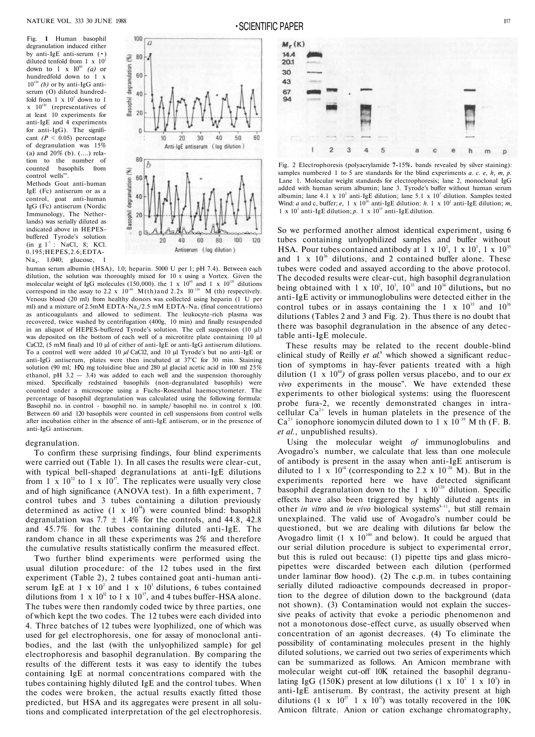Fig. 1 Human basophil degranulation induced either by anti-IgE anti-serum (•) diluted tenfold from $1 \times 10^2$ down to $1 \times 10^{60}$ *(a)* or hundredfold down to $1 \times 10^{120}$ *(b)* or by anti-IgG anti-serum (O) diluted hundredfold from $1 \times 10^3$ down to $1 \times 10^{120}$ (representatives of at least 10 experiments for anti-IgE and 4 experiments for anti-IgG). The significant ($P < 0.05$) percentage of degranulation was 15% (a) and 20% (b). (....) relation to the number of counted basophils from control wells".

Methods Goat anti-human IgE (Fc) antiserum or as a control, goat anti-human IgG (Fc) antiserum (Nordic Immunology, The Netherlands) was serially diluted as indicated above in HEPES-buffered Tyrode's solution (in g $l^{-1}$ : NaCl, 8; KCl. 0.195;HEPES,2.6;EDTA-$Na_4$. 1.040; glucose, 1 human serum albumin (HSA), 1.0; heparin. 5000 U per 1; pH 7.4). Between each dilution, the solution was thoroughly mixed for 10 s using a Vortex. Given the molecular weight of IgG molecules (150,000). the $1 \times 10^{60}$ and $1 \times 10^{120}$ dilutions correspond in the assay to $2.2 \times 10^{-66}$ M(th)and $2.2 \times 10^{-126}$ M (th) respectively. Venous blood (20 ml) from healthy donors was collected using heparin (1 U per ml) and a mixture of 2.5mM EDTA-$Na_4$/2.5 mM EDTA-Na, (final concentrations) as anticoagulants and allowed to sediment. The leukocyte-rich plasma was recovered, twice washed by centrifugation (400g, 10 min) and finally resuspended in an aliquot of HEPES-buffered Tyrode's solution. The cell suspension (10 µl) was deposited on the bottom of each well of a microtitre plate containing 10 µl $CaCl_2$, (5 mM final) and 10 µl of either of anti-IgE or anti-IgG antiserum dilutions. To a control well were added 10 *µl* $CaCl_2$, and 10 µl Tyrode's but no anti-IgE or anti-IgG antiserum, plates were then incubated at 37°C for 30 min. Staining solution (90 ml; HX) mg toluidine blue and 280 µl glacial acetic acid in 100 ml 25% ethanol, pH 3.2 — 3.4) was added to each well and the suspension thoroughly mixed. Specifically redstained basophils (non-degranulated basophils) were counted under a microscope using a Fuchs-Rosenthal haemocytometer. The percentage of basophil degranulation was calculated using the following formula: Basophil no. in control - basophil no. in sample/ basophil no. in control x 100. Between 60 and 120 basophils were counted in cell suspensions from control wells after incubation either in the absence of anti-IgE antiserum, or in the presence of anti-IgG antiserum.

degranulation.

To confirm these surprising findings, four blind experiments were carried out (Table 1). In all cases the results were clear-cut, with typical bell-shaped degranulations at anti-IgE dilutions from $1 \times 10^{32}$ to $1 \times 10^{37}$. The replicates were usually very close and of high significance (ANOVA test). In a fifth experiment, 7 control tubes and 3 tubes containing a dilution previously determined as active ($1 \times 10^{34}$) were counted blind: basophil degranulation was 7.7 ± 1.4% for the controls, and 44.8, 42.8 and 45.7% for the tubes containing diluted anti-IgE. The random chance in all these experiments was 2% and therefore the cumulative results statistically confirm the measured effect.

Two further blind experiments were performed using the usual dilution procedure: of the 12 tubes used in the first experiment (Table 2), 2 tubes contained goat anti-human anti-serum IgE at $1 \times 10^2$ and $1 \times 10^3$ dilutions, 6 tubes contained dilutions from $1 \times 10^{32}$ to $1 \times 10^{37}$, and 4 tubes buffer-HSA alone. The tubes were then randomly coded twice by three parties, one of which kept the two codes. The 12 tubes were each divided into 4. Three batches of 12 tubes were lyophilized, one of which was used for gel electrophoresis, one for assay of monoclonal antibodies, and the last (with the unlyophilized sample) for gel electrophoresis and basophil degranulation. By comparing the results of the different tests it was easy to identify the tubes containing IgE at normal concentrations compared with the tubes containing highly diluted IgE and the control tubes. When the codes were broken, the actual results exactly fitted those predicted, but HSA and its aggregates were present in all solutions and complicated interpretation of the gel electrophoresis.

Fig. 2 Electrophoresis (polyacrylamide 7-15%. bands revealed by silver staining): samples numbered 1 to 5 are standards for the blind experiments *a. c. e, h, m, p.* Lane 1. Molecular weight standards for electrophoresis; lane 2, monoclonal IgG added with human serum albumin; lane 3. Tyrode's buffer without human serum albumin; lane 4.1 x $10^2$ anti-IgE dilution; lane 5.1 x $10^3$ dilution. Samples tested Wind: *a* and c, buffer; *e*, $1 \times 10^{36}$ anti-IgE dilution: *h*. $1 \times 10^2$ anti-IgE dilution; *m*, $1 \times 10^3$ anti-IgE dilution; *p*. $1 \times 10^{35}$ anti-IgE dilution.

So we performed another almost identical experiment, using 6 tubes containing unlyophilized samples and buffer without HSA. Pour tubes contained antibody at $1 \times 10^2$, $1 \times 10^3$, $1 \times 10^{35}$ and $1 \times 10^{36}$ dilutions, and 2 contained buffer alone. These tubes were coded and assayed according to the above protocol. The decoded results were clear-cut, high basophil degranulation being obtained with $1 \times 10^2$, $10^3$, $10^{35}$ and $10^{36}$ dilutions, but no anti-IgE activity or immunoglobulins were detected either in the control tubes or in assays containing the $1 \times 10^{35}$ and $10^{36}$ dilutions (Tables 2 and 3 and Fig. 2). Thus there is no doubt that there was basophil degranulation in the absence of any detectable anti-IgE molecule.

These results may be related to the recent double-blind clinical study of Reilly *et al.*[8] which showed a significant reduction of symptoms in hay-fever patients treated with a high dilution ($1 \times 10^{60}$) of grass pollen versus placebo, and to our *ex vivo* experiments in the mouse". We have extended these experiments to other biological systems: using the fluorescent probe fura-2, we recently demonstrated changes in intracellular $Ca^{2+}$ levels in human platelets in the presence of the $Ca^{2+}$ ionophore ionomycin diluted down to $1 \times 10^{-39}$ M th (F. B. *et al.*, unpublished results).

Using the molecular weight *of* immunoglobulins and Avogadro's number, we calculate that less than one molecule of antibody is present in the assay when anti-IgE antiserum is diluted to $1 \times 10^{14}$ (corresponding to $2.2 \times 10^{-20}$ M). But in the experiments reported here we have detected significant basophil degranulation down to the $1 \times 10^{120}$ dilution. Specific effects have also been triggered by highly diluted agents in other *in vitro* and *in vivo* biological systems[8-11], but still remain unexplained. The valid use of Avogadro's number could be questioned, but we are dealing with dilutions far below the Avogadro limit ($1 \times 10^{100}$ and below). It could be argued that our serial dilution procedure is subject to experimental error, but this is ruled out because: (1) pipette tips and glass micropipettes were discarded between each dilution (performed under laminar flow hood). (2) The c.p.m. in tubes containing serially diluted radioactive compounds decreased in proportion to the degree of dilution down to the background (data not shown). (3) Contamination would not explain the successive peaks of activity that evoke a periodic phenomenon and not a monotonous dose-effect curve, as usually observed when concentration of an agonist decreases. (4) To eliminate the possibility of contaminating molecules present in the highly diluted solutions, we carried out two series of experiments which can be summarized as follows. An Amicon membrane with molecular weight cut-off 10K retained the basophil degranulating IgG (150K) present at low dilutions ($1 \times 10^2$ $1 \times 10^3$) in anti-IgE antiserum. By contrast, the activity present at high dilutions ($1 \times 10^{27}$ $1 \times 10^{32}$) was totally recovered in the 10K Amicon filtrate. Anion or cation exchange chromatography,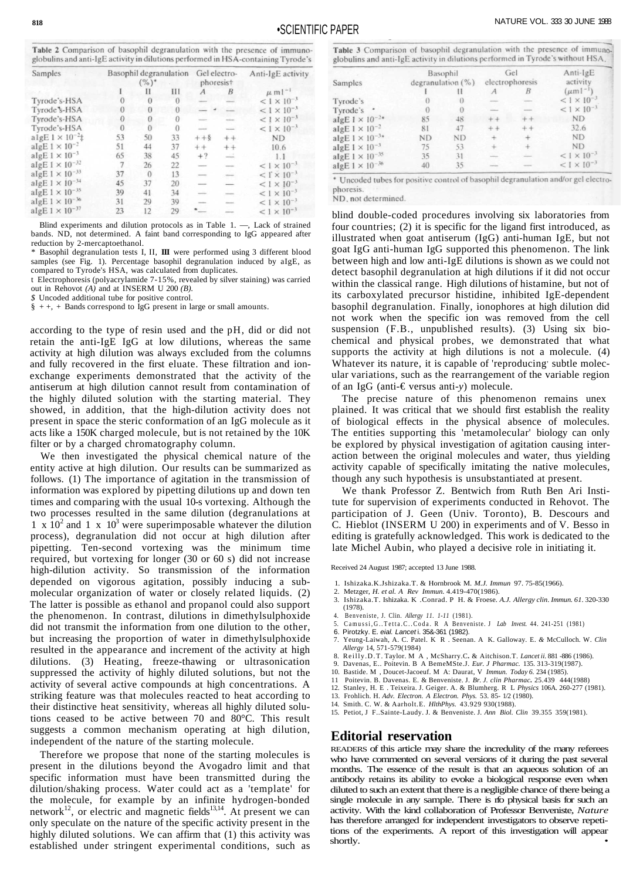**Table 2** Comparison of basophil degranulation with the presence of immunoglobulins and anti-IgE activity in dilutions performed in HSA-containing Tyrode's

| Samples | Basophil degranulation (%)* | | | Gel electrophoresis† | | Anti-IgE activity |
|---|---|---|---|---|---|---|
| | I | II | III | *A* | *B* | $\mu$ ml$^{-1}$ |
| Tyrode's-HSA | 0 | 0 | 0 | — | — | $< 1 \times 10^{-3}$ |
| Tyrode's-HSA | 0 | 0 | 0 | — | — | $< 1 \times 10^{-3}$ |
| Tyrode's-HSA | 0 | 0 | 0 | — | — | $< 1 \times 10^{-3}$ |
| Tyrode's-HSA | 0 | 0 | 0 | — | — | $< 1 \times 10^{-3}$ |
| aIgE $1 \times 10^{-2}$‡ | 53 | 50 | 33 | ++§ | ++ | ND |
| aIgE $1 \times 10^{-2}$ | 51 | 44 | 37 | ++ | ++ | 10.6 |
| aIgE $1 \times 10^{-3}$ | 65 | 38 | 45 | +? | — | 1.1 |
| aIgE $1 \times 10^{-32}$ | 7 | 26 | 22 | — | — | $< 1 \times 10^{-3}$ |
| aIgE $1 \times 10^{-33}$ | 37 | 0 | 13 | — | — | $< 1 \times 10^{-3}$ |
| aIgE $1 \times 10^{-34}$ | 45 | 37 | 20 | — | — | $< 1 \times 10^{-3}$ |
| aIgE $1 \times 10^{-35}$ | 39 | 41 | 34 | — | — | $< 1 \times 10^{-3}$ |
| aIgE $1 \times 10^{-36}$ | 31 | 29 | 39 | — | — | $< 1 \times 10^{-3}$ |
| aIgE $1 \times 10^{-37}$ | 23 | 12 | 29 | — | — | $< 1 \times 10^{-3}$ |

Blind experiments and dilution protocols as in Table 1. —, Lack of strained bands. ND, not determined. A faint band corresponding to IgG appeared after reduction by 2-mercaptoethanol.

\* Basophil degranulation tests I, II, III were performed using 3 different blood samples (see Fig. 1). Percentage basophil degranulation induced by aIgE, as compared to Tyrode's HSA, was calculated from duplicates.

† Electrophoresis (polyacrylamide 7-15%, revealed by silver staining) was carried out in Rehovot *(A)* and at INSERM U 200 *(B)*.

‡ Uncoded additional tube for positive control.

§ ++, + Bands correspond to IgG present in large or small amounts.

according to the type of resin used and the pH, did or did not retain the anti-IgE IgG at low dilutions, whereas the same activity at high dilution was always excluded from the columns and fully recovered in the first eluate. These filtration and ion-exchange experiments demonstrated that the activity of the antiserum at high dilution cannot result from contamination of the highly diluted solution with the starting material. They showed, in addition, that the high-dilution activity does not present in space the steric conformation of an IgG molecule as it acts like a 150K charged molecule, but is not retained by the 10K filter or by a charged chromatography column.

We then investigated the physical chemical nature of the entity active at high dilution. Our results can be summarized as follows. (1) The importance of agitation in the transmission of information was explored by pipetting dilutions up and down ten times and comparing with the usual 10-s vortexing. Although the two processes resulted in the same dilution (degranulations at $1 \times 10^2$ and $1 \times 10^3$ were superimposable whatever the dilution process), degranulation did not occur at high dilution after pipetting. Ten-second vortexing was the minimum time required, but vortexing for longer (30 or 60 s) did not increase high-dilution activity. So transmission of the information depended on vigorous agitation, possibly inducing a submolecular organization of water or closely related liquids. (2) The latter is possible as ethanol and propanol could also support the phenomenon. In contrast, dilutions in dimethylsulphoxide did not transmit the information from one dilution to the other, but increasing the proportion of water in dimethylsulphoxide resulted in the appearance and increment of the activity at high dilutions. (3) Heating, freeze-thawing or ultrasonication suppressed the activity of highly diluted solutions, but not the activity of several active compounds at high concentrations. A striking feature was that molecules reacted to heat according to their distinctive heat sensitivity, whereas all highly diluted solutions ceased to be active between 70 and 80°C. This result suggests a common mechanism operating at high dilution, independent of the nature of the starting molecule.

Therefore we propose that none of the starting molecules is present in the dilutions beyond the Avogadro limit and that specific information must have been transmitted during the dilution/shaking process. Water could act as a 'template' for the molecule, for example by an infinite hydrogen-bonded network[12], or electric and magnetic fields[13,14]. At present we can only speculate on the nature of the specific activity present in the highly diluted solutions. We can affirm that (1) this activity was established under stringent experimental conditions, such as

**Table 3** Comparison of basophil degranulation with the presence of immunoglobulins and anti-IgE activity in dilutions performed in Tyrode's without HSA.

| Samples | Basophil degranulation (%) | | Gel electrophoresis | | Anti-IgE activity ($\mu$ml$^{-1}$) |
|---|---|---|---|---|---|
| | I | II | *A* | *B* | |
| Tyrode's | 0 | 0 | — | — | $< 1 \times 10^{-3}$ |
| Tyrode's * | 0 | 0 | — | — | $< 1 \times 10^{-3}$ |
| aIgE $1 \times 10^{-2}$* | 85 | 48 | ++ | ++ | ND |
| aIgE $1 \times 10^{-2}$ | 81 | 47 | ++ | ++ | 32.6 |
| aIgE $1 \times 10^{-3}$* | ND | ND | + | + | ND |
| aIgE $1 \times 10^{-3}$ | 75 | 53 | + | + | ND |
| aIgE $1 \times 10^{-35}$ | 35 | 31 | — | — | $< 1 \times 10^{-3}$ |
| aIgE $1 \times 10^{-36}$ | 40 | 35 | — | — | $< 1 \times 10^{-3}$ |

\* Uncoded tubes for positive control of basophil degranulation and/or gel electrophoresis.

ND, not determined.

blind double-coded procedures involving six laboratories from four countries; (2) it is specific for the ligand first introduced, as illustrated when goat antiserum (IgG) anti-human IgE, but not goat IgG anti-human IgG supported this phenomenon. The link between high and low anti-IgE dilutions is shown as we could not detect basophil degranulation at high dilutions if it did not occur within the classical range. High dilutions of histamine, but not of its carboxylated precursor histidine, inhibited IgE-dependent basophil degranulation. Finally, ionophores at high dilution did not work when the specific ion was removed from the cell suspension (F.B., unpublished results). (3) Using six biochemical and physical probes, we demonstrated that what supports the activity at high dilutions is not a molecule. (4) Whatever its nature, it is capable of 'reproducing' subtle molecular variations, such as the rearrangement of the variable region of an IgG (anti-€ versus anti-*y*) molecule.

The precise nature of this phenomenon remains unexplained. It was critical that we should first establish the reality of biological effects in the physical absence of molecules. The entities supporting this 'metamolecular' biology can only be explored by physical investigation of agitation causing interaction between the original molecules and water, thus yielding activity capable of specifically imitating the native molecules, though any such hypothesis is unsubstantiated at present.

We thank Professor Z. Bentwich from Ruth Ben Ari Institute for supervision of experiments conducted in Rehovot. The participation of J. Geen (Univ. Toronto), B. Descours and C. Hieblot (INSERM U 200) in experiments and of V. Besso in editing is gratefully acknowledged. This work is dedicated to the late Michel Aubin, who played a decisive role in initiating it.

Received 24 August 1987; accepted 13 June 1988.

1. Ishizaka.K.Jshizaka.T. & Hornbrook M. *M.J. Immun* 97. 75-85(1966).
2. Metzger, *H. et al. A Rev Immun.* 4.419-470(1986).
3. Ishizaka.T. Ishizaka. K .Conrad. P H. & Froese. *A.J. Allergy clin. Immun. 61*. 320-330 (1978).
4. Benveniste, J. Clin. *Allergy 11. 1-11* (1981).
5. Camussi,G..Tetta.C..Coda. R A Benveniste. J *Lab Invest.* 44. 241-251 (1981)
6. Pirotzky. E. *eial. Lancet* i. 358-361 (1982).
7. Yeung-Laiwah, A. C. Patel. K R . Seenan. A K. Galloway. E. *&* McCulloch. W. *Clin Allergy* 14, 571-579(1984)
8. Reilly.D.T. Taylor. M A , McSharry.C**.** & Aitchison.T. *Lancet ii.* 881 -886 (1986).
9. Davenas, E.. Poitevin. B A BemeMSte.J. *Eur. J Pharmac.* 135. 313-319(1987).
10. Bastide. M , Doucet-Jacoeuf. M A: Daurat, V *Immun. Today 6.* 234 (1985).
11. Poitevin. B. Davenas. E. & Benveniste. J. *Br. J. clin Pharmac***.** 25.439 444(1988)
12. Stanley, H. E . Teixeira. J. Geiger. A. & Blumherg. R L *Physics* 106A. 260-277 (1981).
13. Frohlich. H. *Adv. Electron. A Electron. Phys.* 53. 85- 1/2 (1980).
14. Smith. C. W. & Aarholt.E. *HlthPhys.* 43.929 930(1988).
15. Petiot, J F..Sainte-Laudy. J. & Benveniste. J. *Ann Biol. Clin* 39.355 359(1981).

## Editorial reservation

READERS of this article may share the incredulity of the many referees who have commented on several versions of it during the past several months. The essence of the result is that an aqueous solution of an antibody retains its ability to evoke a biological response even when diluted to such an extent that there is a negligible chance of there being a single molecule in any sample. There is rfo physical basis for such an activity. With the kind collaboration of Professor Benveniste, *Nature* has therefore arranged for independent investigators to observe repetitions of the experiments. A report of this investigation will appear shortly.